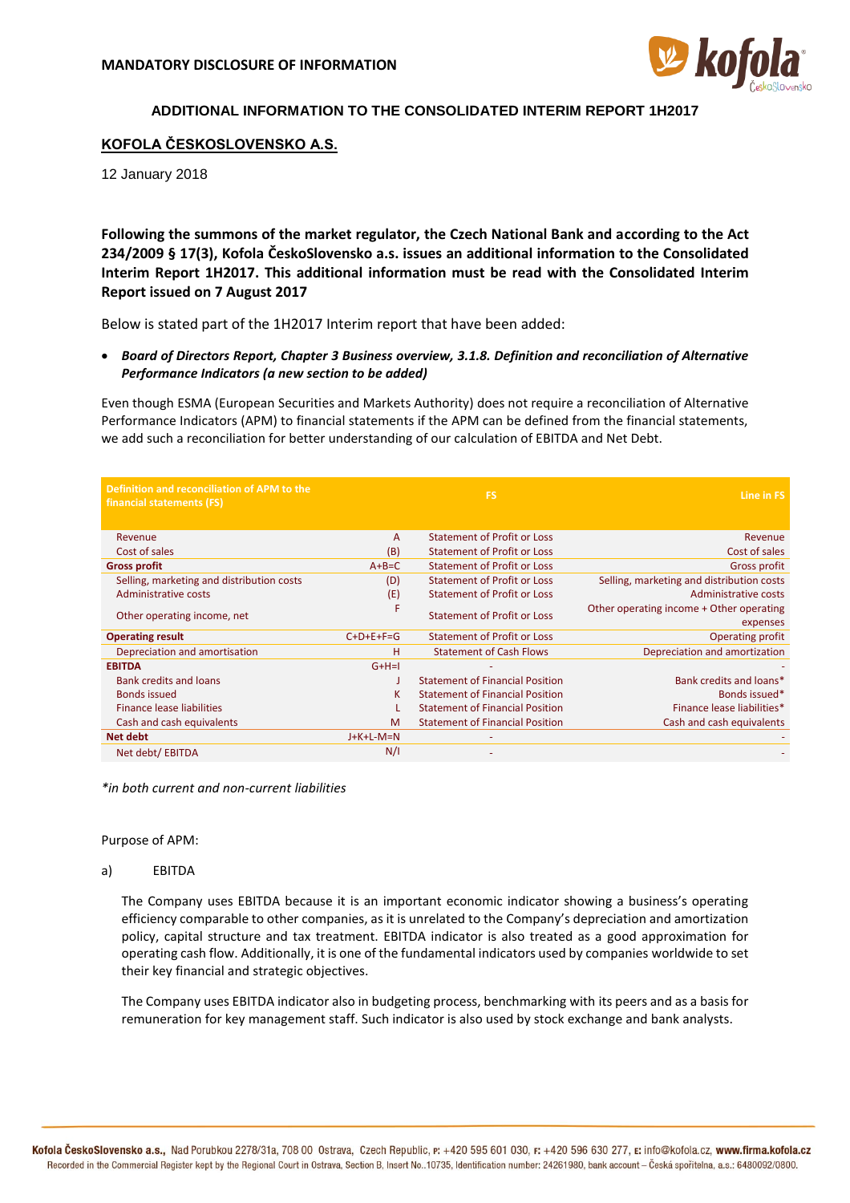**MANDATORY DISCLOSURE OF INFORMATION**

**ADDITIONAL INFORMATION TO THE CONSOLIDATED INTERIM REPORT 1H2017**

**KOFOLA ČESKOSLOVENSKO A.S.**

12 January 2018

**Following the summons of the market regulator, the Czech National Bank and according to the Act 234/2009 § 17(3), Kofola ČeskoSlovensko a.s. issues an additional information to the Consolidated Interim Report 1H2017. This additional information must be read with the Consolidated Interim Report issued on 7 August 2017**

Below is stated part of the 1H2017 Interim report that have been added:

- ***Board of Directors Report, Chapter 3 Business overview, 3.1.8. Definition and reconciliation of Alternative Performance Indicators (a new section to be added)***

Even though ESMA (European Securities and Markets Authority) does not require a reconciliation of Alternative Performance Indicators (APM) to financial statements if the APM can be defined from the financial statements, we add such a reconciliation for better understanding of our calculation of EBITDA and Net Debt.

| Definition and reconciliation of APM to the financial statements (FS) | | FS | Line in FS |
|---|---|---|---|
| Revenue | A | Statement of Profit or Loss | Revenue |
| Cost of sales | (B) | Statement of Profit or Loss | Cost of sales |
| **Gross profit** | A+B=C | Statement of Profit or Loss | Gross profit |
| Selling, marketing and distribution costs | (D) | Statement of Profit or Loss | Selling, marketing and distribution costs |
| Administrative costs | (E) | Statement of Profit or Loss | Administrative costs |
| Other operating income, net | F | Statement of Profit or Loss | Other operating income + Other operating expenses |
| **Operating result** | C+D+E+F=G | Statement of Profit or Loss | Operating profit |
| Depreciation and amortisation | H | Statement of Cash Flows | Depreciation and amortization |
| **EBITDA** | G+H=I | - | - |
| Bank credits and loans | J | Statement of Financial Position | Bank credits and loans* |
| Bonds issued | K | Statement of Financial Position | Bonds issued* |
| Finance lease liabilities | L | Statement of Financial Position | Finance lease liabilities* |
| Cash and cash equivalents | M | Statement of Financial Position | Cash and cash equivalents |
| **Net debt** | J+K+L-M=N | - | - |
| Net debt/ EBITDA | N/I | - | - |

*\*in both current and non-current liabilities*

Purpose of APM:

a) EBITDA

The Company uses EBITDA because it is an important economic indicator showing a business's operating efficiency comparable to other companies, as it is unrelated to the Company's depreciation and amortization policy, capital structure and tax treatment. EBITDA indicator is also treated as a good approximation for operating cash flow. Additionally, it is one of the fundamental indicators used by companies worldwide to set their key financial and strategic objectives.

The Company uses EBITDA indicator also in budgeting process, benchmarking with its peers and as a basis for remuneration for key management staff. Such indicator is also used by stock exchange and bank analysts.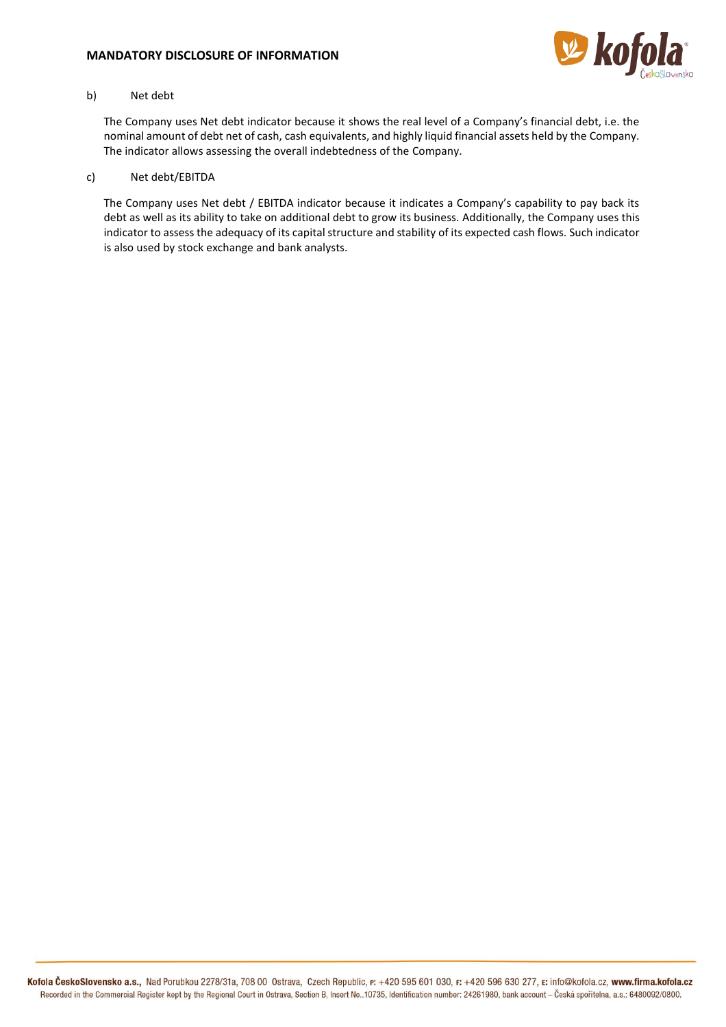b) Net debt

The Company uses Net debt indicator because it shows the real level of a Company's financial debt, i.e. the nominal amount of debt net of cash, cash equivalents, and highly liquid financial assets held by the Company. The indicator allows assessing the overall indebtedness of the Company.

c) Net debt/EBITDA

The Company uses Net debt / EBITDA indicator because it indicates a Company's capability to pay back its debt as well as its ability to take on additional debt to grow its business. Additionally, the Company uses this indicator to assess the adequacy of its capital structure and stability of its expected cash flows. Such indicator is also used by stock exchange and bank analysts.